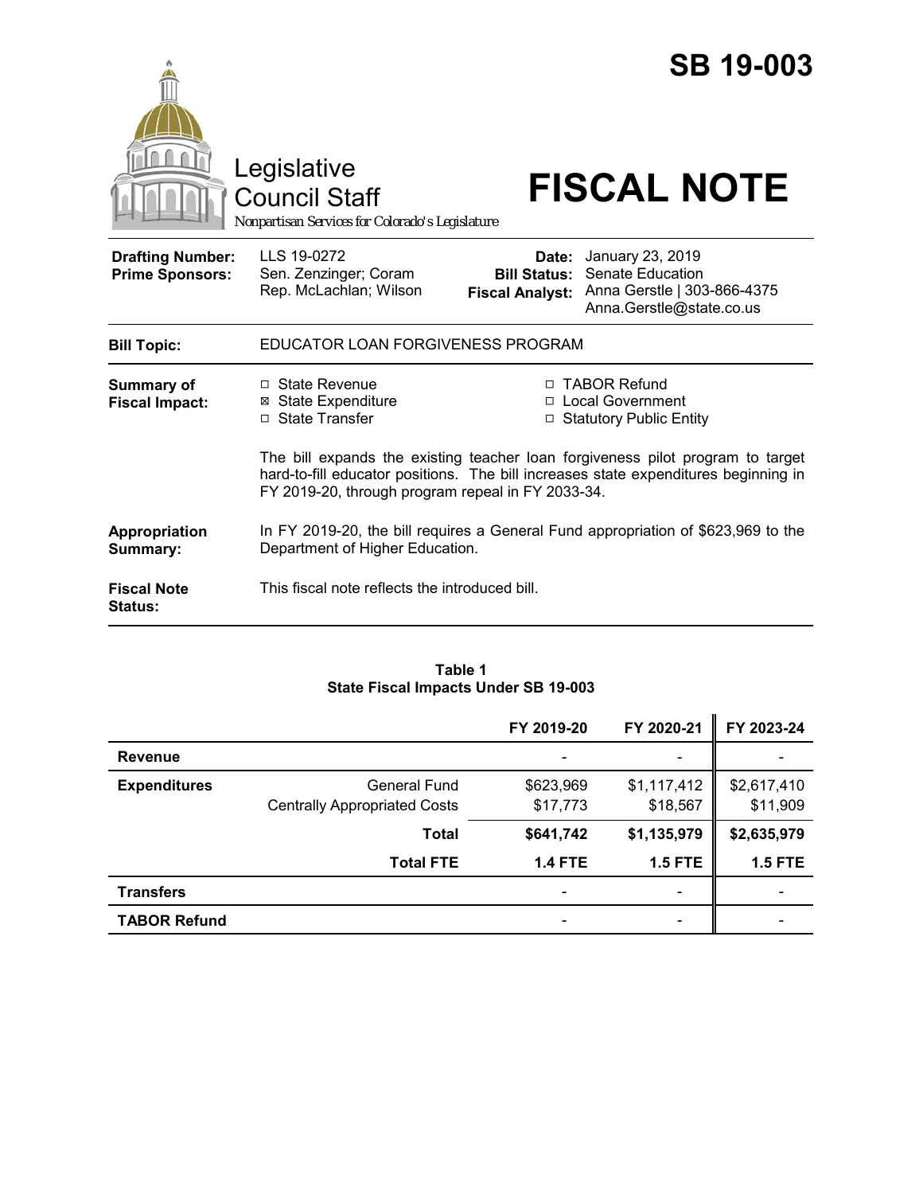# SB 19-003

Legislative Council Staff

*Nonpartisan Services for Colorado's Legislature*

# FISCAL NOTE

| | | | |
|---|---|---|---|
| **Drafting Number:** | LLS 19-0272 | **Date:** | January 23, 2019 |
| **Prime Sponsors:** | Sen. Zenzinger; Coram<br>Rep. McLachlan; Wilson | **Bill Status:** | Senate Education |
| | | **Fiscal Analyst:** | Anna Gerstle \| 303-866-4375<br>Anna.Gerstle@state.co.us |

**Bill Topic:** EDUCATOR LOAN FORGIVENESS PROGRAM

**Summary of Fiscal Impact:**

- ☐ State Revenue
- ☒ State Expenditure
- ☐ State Transfer
- ☐ TABOR Refund
- ☐ Local Government
- ☐ Statutory Public Entity

The bill expands the existing teacher loan forgiveness pilot program to target hard-to-fill educator positions. The bill increases state expenditures beginning in FY 2019-20, through program repeal in FY 2033-34.

**Appropriation Summary:** In FY 2019-20, the bill requires a General Fund appropriation of $623,969 to the Department of Higher Education.

**Fiscal Note Status:** This fiscal note reflects the introduced bill.

**Table 1**
**State Fiscal Impacts Under SB 19-003**

| | | FY 2019-20 | FY 2020-21 | FY 2023-24 |
|---|---|---|---|---|
| **Revenue** | | - | - | - |
| **Expenditures** | General Fund | $623,969 | $1,117,412 | $2,617,410 |
| | Centrally Appropriated Costs | $17,773 | $18,567 | $11,909 |
| | **Total** | **$641,742** | **$1,135,979** | **$2,635,979** |
| | **Total FTE** | **1.4 FTE** | **1.5 FTE** | **1.5 FTE** |
| **Transfers** | | - | - | - |
| **TABOR Refund** | | - | - | - |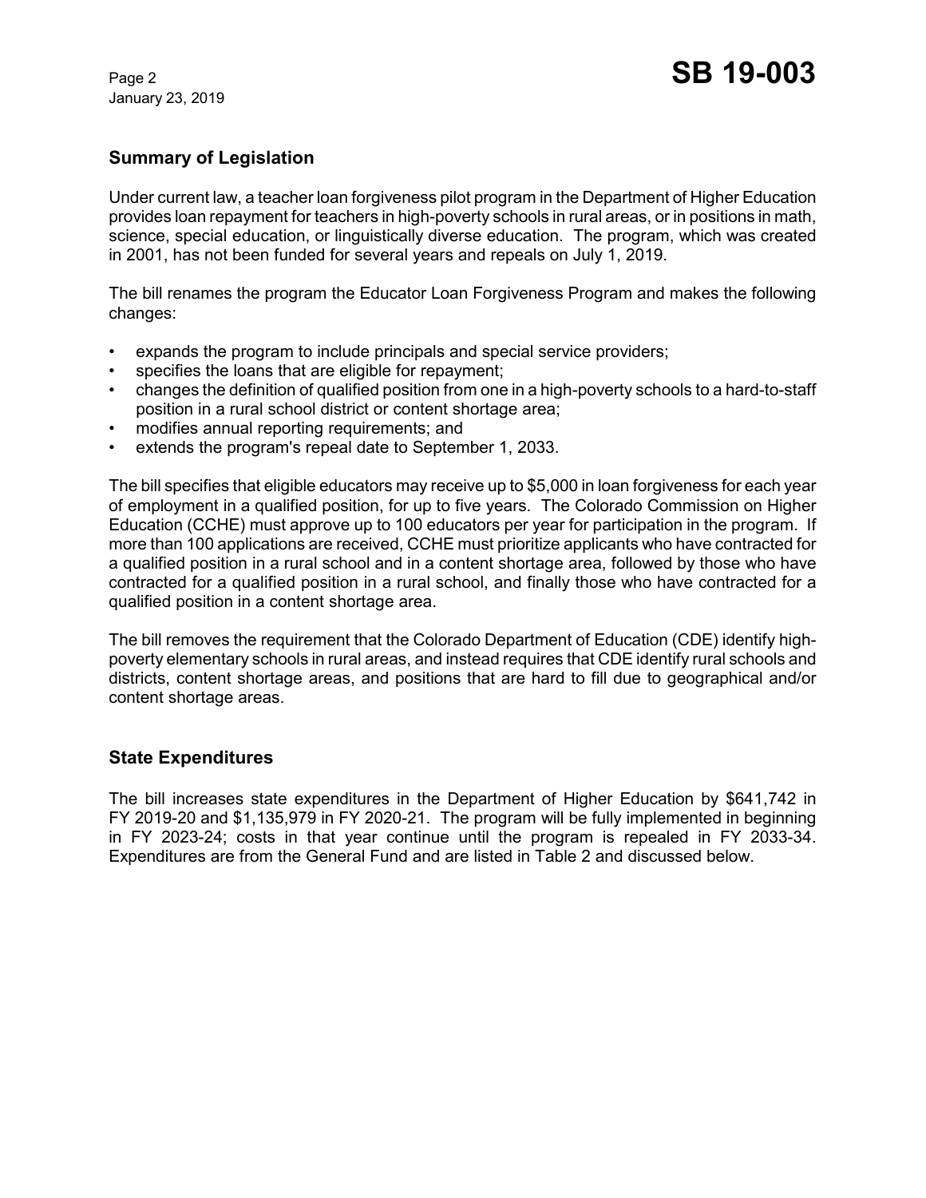## Summary of Legislation

Under current law, a teacher loan forgiveness pilot program in the Department of Higher Education provides loan repayment for teachers in high-poverty schools in rural areas, or in positions in math, science, special education, or linguistically diverse education. The program, which was created in 2001, has not been funded for several years and repeals on July 1, 2019.

The bill renames the program the Educator Loan Forgiveness Program and makes the following changes:

- expands the program to include principals and special service providers;
- specifies the loans that are eligible for repayment;
- changes the definition of qualified position from one in a high-poverty schools to a hard-to-staff position in a rural school district or content shortage area;
- modifies annual reporting requirements; and
- extends the program's repeal date to September 1, 2033.

The bill specifies that eligible educators may receive up to $5,000 in loan forgiveness for each year of employment in a qualified position, for up to five years. The Colorado Commission on Higher Education (CCHE) must approve up to 100 educators per year for participation in the program. If more than 100 applications are received, CCHE must prioritize applicants who have contracted for a qualified position in a rural school and in a content shortage area, followed by those who have contracted for a qualified position in a rural school, and finally those who have contracted for a qualified position in a content shortage area.

The bill removes the requirement that the Colorado Department of Education (CDE) identify high-poverty elementary schools in rural areas, and instead requires that CDE identify rural schools and districts, content shortage areas, and positions that are hard to fill due to geographical and/or content shortage areas.

## State Expenditures

The bill increases state expenditures in the Department of Higher Education by $641,742 in FY 2019-20 and $1,135,979 in FY 2020-21. The program will be fully implemented in beginning in FY 2023-24; costs in that year continue until the program is repealed in FY 2033-34. Expenditures are from the General Fund and are listed in Table 2 and discussed below.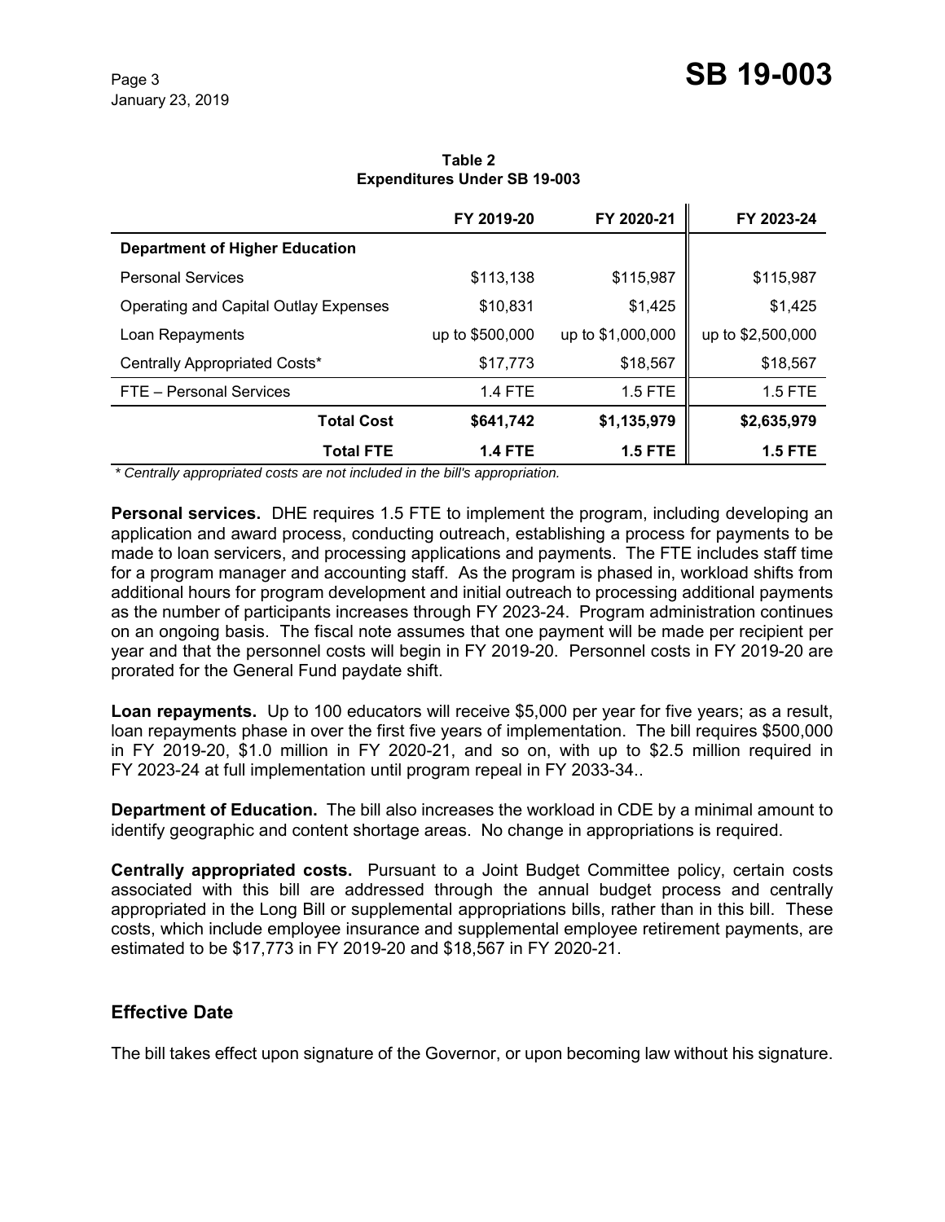**Table 2**
**Expenditures Under SB 19-003**

| | FY 2019-20 | FY 2020-21 | FY 2023-24 |
|---|---|---|---|
| **Department of Higher Education** | | | |
| Personal Services | $113,138 | $115,987 | $115,987 |
| Operating and Capital Outlay Expenses | $10,831 | $1,425 | $1,425 |
| Loan Repayments | up to $500,000 | up to $1,000,000 | up to $2,500,000 |
| Centrally Appropriated Costs* | $17,773 | $18,567 | $18,567 |
| FTE – Personal Services | 1.4 FTE | 1.5 FTE | 1.5 FTE |
| **Total Cost** | **$641,742** | **$1,135,979** | **$2,635,979** |
| **Total FTE** | **1.4 FTE** | **1.5 FTE** | **1.5 FTE** |

*\* Centrally appropriated costs are not included in the bill's appropriation.*

**Personal services.** DHE requires 1.5 FTE to implement the program, including developing an application and award process, conducting outreach, establishing a process for payments to be made to loan servicers, and processing applications and payments. The FTE includes staff time for a program manager and accounting staff. As the program is phased in, workload shifts from additional hours for program development and initial outreach to processing additional payments as the number of participants increases through FY 2023-24. Program administration continues on an ongoing basis. The fiscal note assumes that one payment will be made per recipient per year and that the personnel costs will begin in FY 2019-20. Personnel costs in FY 2019-20 are prorated for the General Fund paydate shift.

**Loan repayments.** Up to 100 educators will receive $5,000 per year for five years; as a result, loan repayments phase in over the first five years of implementation. The bill requires $500,000 in FY 2019-20, $1.0 million in FY 2020-21, and so on, with up to $2.5 million required in FY 2023-24 at full implementation until program repeal in FY 2033-34..

**Department of Education.** The bill also increases the workload in CDE by a minimal amount to identify geographic and content shortage areas. No change in appropriations is required.

**Centrally appropriated costs.** Pursuant to a Joint Budget Committee policy, certain costs associated with this bill are addressed through the annual budget process and centrally appropriated in the Long Bill or supplemental appropriations bills, rather than in this bill. These costs, which include employee insurance and supplemental employee retirement payments, are estimated to be $17,773 in FY 2019-20 and $18,567 in FY 2020-21.

## Effective Date

The bill takes effect upon signature of the Governor, or upon becoming law without his signature.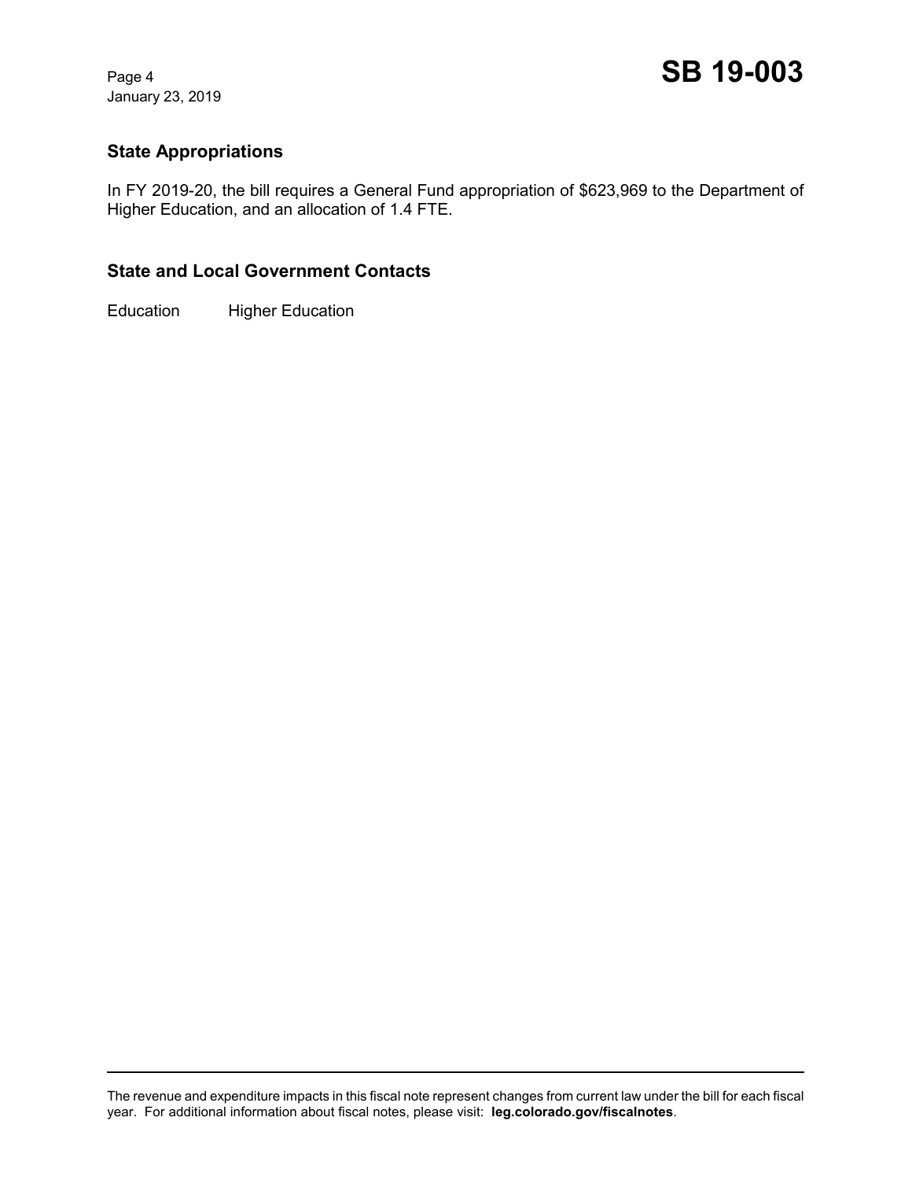## State Appropriations

In FY 2019-20, the bill requires a General Fund appropriation of $623,969 to the Department of Higher Education, and an allocation of 1.4 FTE.

## State and Local Government Contacts

Education　　Higher Education

The revenue and expenditure impacts in this fiscal note represent changes from current law under the bill for each fiscal year. For additional information about fiscal notes, please visit: **leg.colorado.gov/fiscalnotes**.